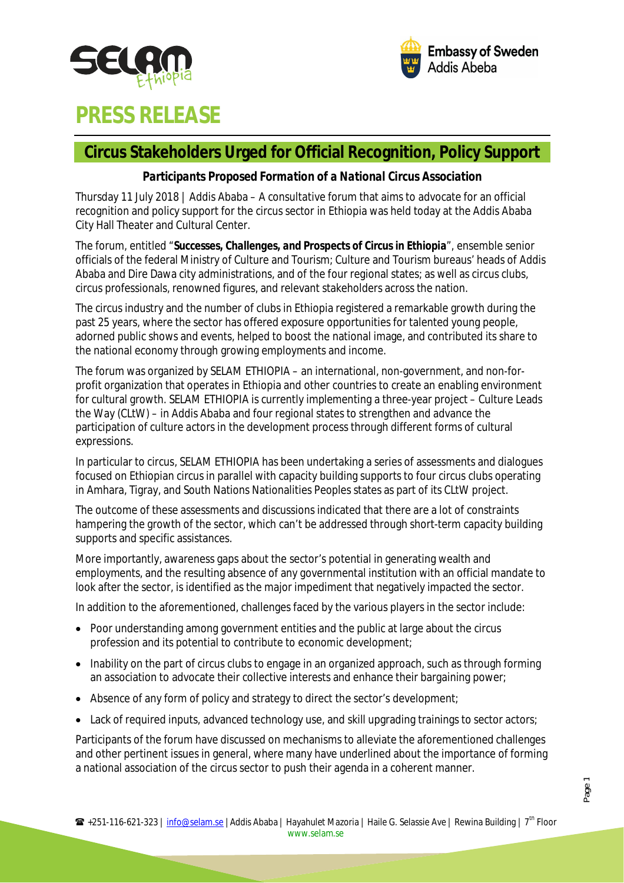# PRESS RELEASE

## Circus Stakeholders Urged for Official Recognition, Policy Support

### *Participants Proposed Formation of a National Circus Association*

Thursday 11 July 2018 | Addis Ababa – A consultative forum that aims to advocate for an official recognition and policy support for the circus sector in Ethiopia was held today at the Addis Ababa City Hall Theater and Cultural Center.

The forum, entitled "**Successes, Challenges, and Prospects of Circus in Ethiopia**", ensemble senior officials of the federal Ministry of Culture and Tourism; Culture and Tourism bureaus' heads of Addis Ababa and Dire Dawa city administrations, and of the four regional states; as well as circus clubs, circus professionals, renowned figures, and relevant stakeholders across the nation.

The circus industry and the number of clubs in Ethiopia registered a remarkable growth during the past 25 years, where the sector has offered exposure opportunities for talented young people, adorned public shows and events, helped to boost the national image, and contributed its share to the national economy through growing employments and income.

The forum was organized by SELAM ETHIOPIA – an international, non-government, and non-for-profit organization that operates in Ethiopia and other countries to create an enabling environment for cultural growth. SELAM ETHIOPIA is currently implementing a three-year project – Culture Leads the Way (CLtW) – in Addis Ababa and four regional states to strengthen and advance the participation of culture actors in the development process through different forms of cultural expressions.

In particular to circus, SELAM ETHIOPIA has been undertaking a series of assessments and dialogues focused on Ethiopian circus in parallel with capacity building supports to four circus clubs operating in Amhara, Tigray, and South Nations Nationalities Peoples states as part of its CLtW project.

The outcome of these assessments and discussions indicated that there are a lot of constraints hampering the growth of the sector, which can't be addressed through short-term capacity building supports and specific assistances.

More importantly, awareness gaps about the sector's potential in generating wealth and employments, and the resulting absence of any governmental institution with an official mandate to look after the sector, is identified as the major impediment that negatively impacted the sector.

In addition to the aforementioned, challenges faced by the various players in the sector include:

- Poor understanding among government entities and the public at large about the circus profession and its potential to contribute to economic development;
- Inability on the part of circus clubs to engage in an organized approach, such as through forming an association to advocate their collective interests and enhance their bargaining power;
- Absence of any form of policy and strategy to direct the sector's development;
- Lack of required inputs, advanced technology use, and skill upgrading trainings to sector actors;

Participants of the forum have discussed on mechanisms to alleviate the aforementioned challenges and other pertinent issues in general, where many have underlined about the importance of forming a national association of the circus sector to push their agenda in a coherent manner.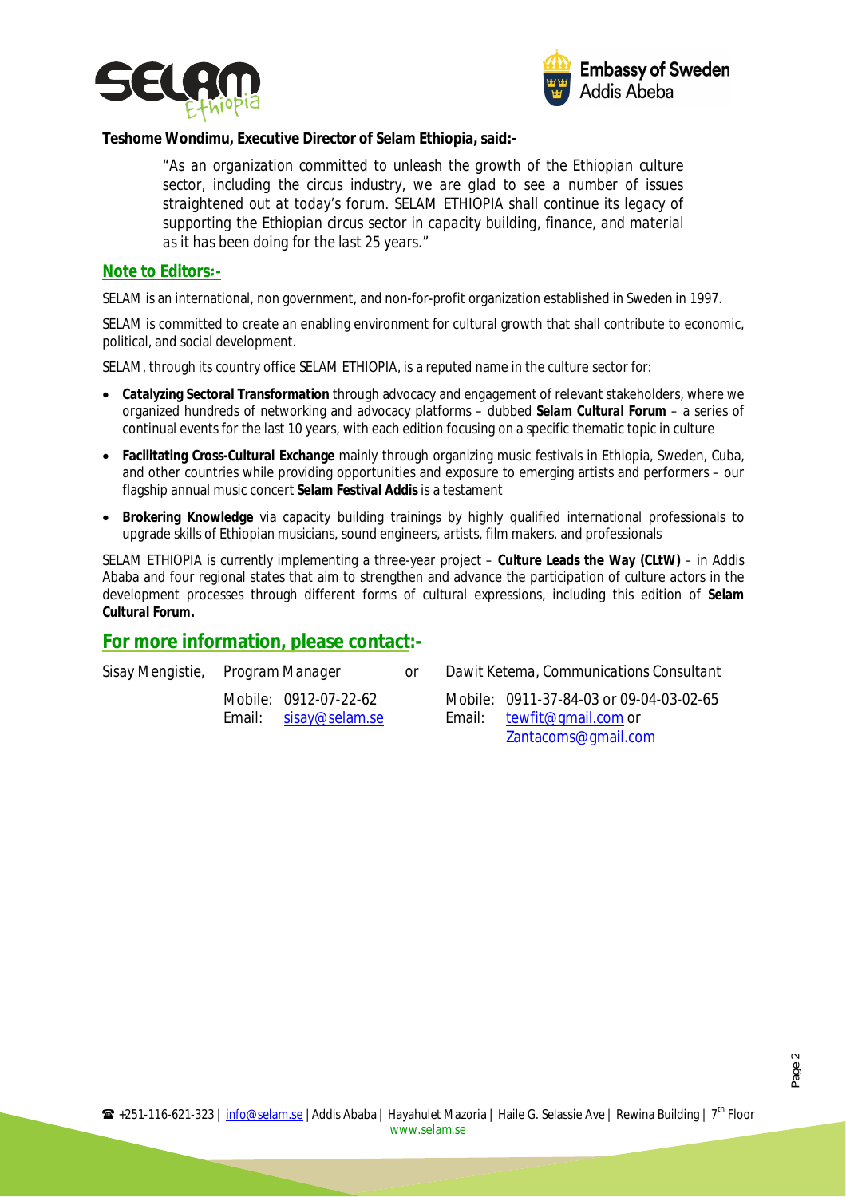**Teshome Wondimu, Executive Director of Selam Ethiopia, said:-**

> *"As an organization committed to unleash the growth of the Ethiopian culture sector, including the circus industry, we are glad to see a number of issues straightened out at today's forum. SELAM ETHIOPIA shall continue its legacy of supporting the Ethiopian circus sector in capacity building, finance, and material as it has been doing for the last 25 years."*

## Note to Editors:-

SELAM is an international, non government, and non-for-profit organization established in Sweden in 1997.

SELAM is committed to create an enabling environment for cultural growth that shall contribute to economic, political, and social development.

SELAM, through its country office SELAM ETHIOPIA, is a reputed name in the culture sector for:

- **Catalyzing Sectoral Transformation** through advocacy and engagement of relevant stakeholders, where we organized hundreds of networking and advocacy platforms – dubbed ***Selam Cultural Forum*** – a series of continual events for the last 10 years, with each edition focusing on a specific thematic topic in culture
- **Facilitating Cross-Cultural Exchange** mainly through organizing music festivals in Ethiopia, Sweden, Cuba, and other countries while providing opportunities and exposure to emerging artists and performers – our flagship annual music concert ***Selam Festival Addis*** is a testament
- **Brokering Knowledge** via capacity building trainings by highly qualified international professionals to upgrade skills of Ethiopian musicians, sound engineers, artists, film makers, and professionals

SELAM ETHIOPIA is currently implementing a three-year project – **Culture Leads the Way (CLtW)** – in Addis Ababa and four regional states that aim to strengthen and advance the participation of culture actors in the development processes through different forms of cultural expressions, including this edition of **Selam Cultural Forum.**

## For more information, please contact:-

Sisay Mengistie, *Program Manager*
Mobile: 0912-07-22-62
Email: sisay@selam.se

or

*Dawit Ketema, Communications Consultant*
Mobile: 0911-37-84-03 or 09-04-03-02-65
Email: tewfit@gmail.com or Zantacoms@gmail.com

☎ +251-116-621-323 | info@selam.se | Addis Ababa | Hayahulet Mazoria | Haile G. Selassie Ave | Rewina Building | 7th Floor
www.selam.se